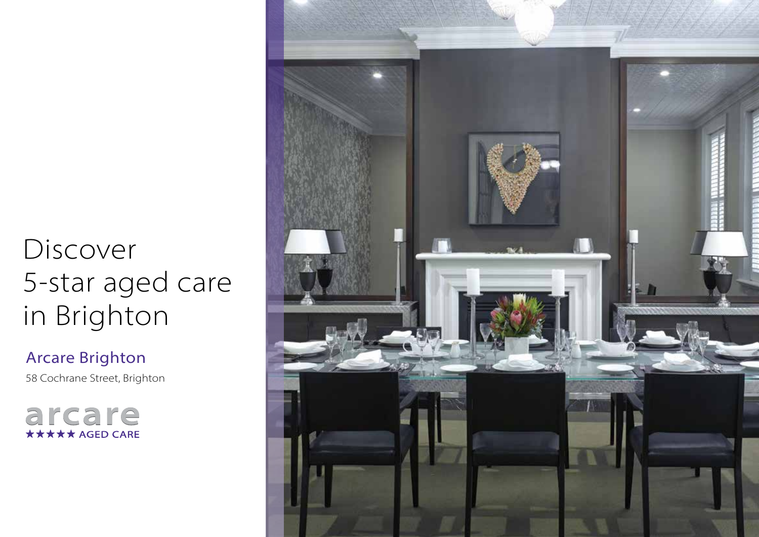# Discover 5-star aged care in Brighton

## Arcare Brighton

58 Cochrane Street, Brighton

arcare
★★★★★ AGED CARE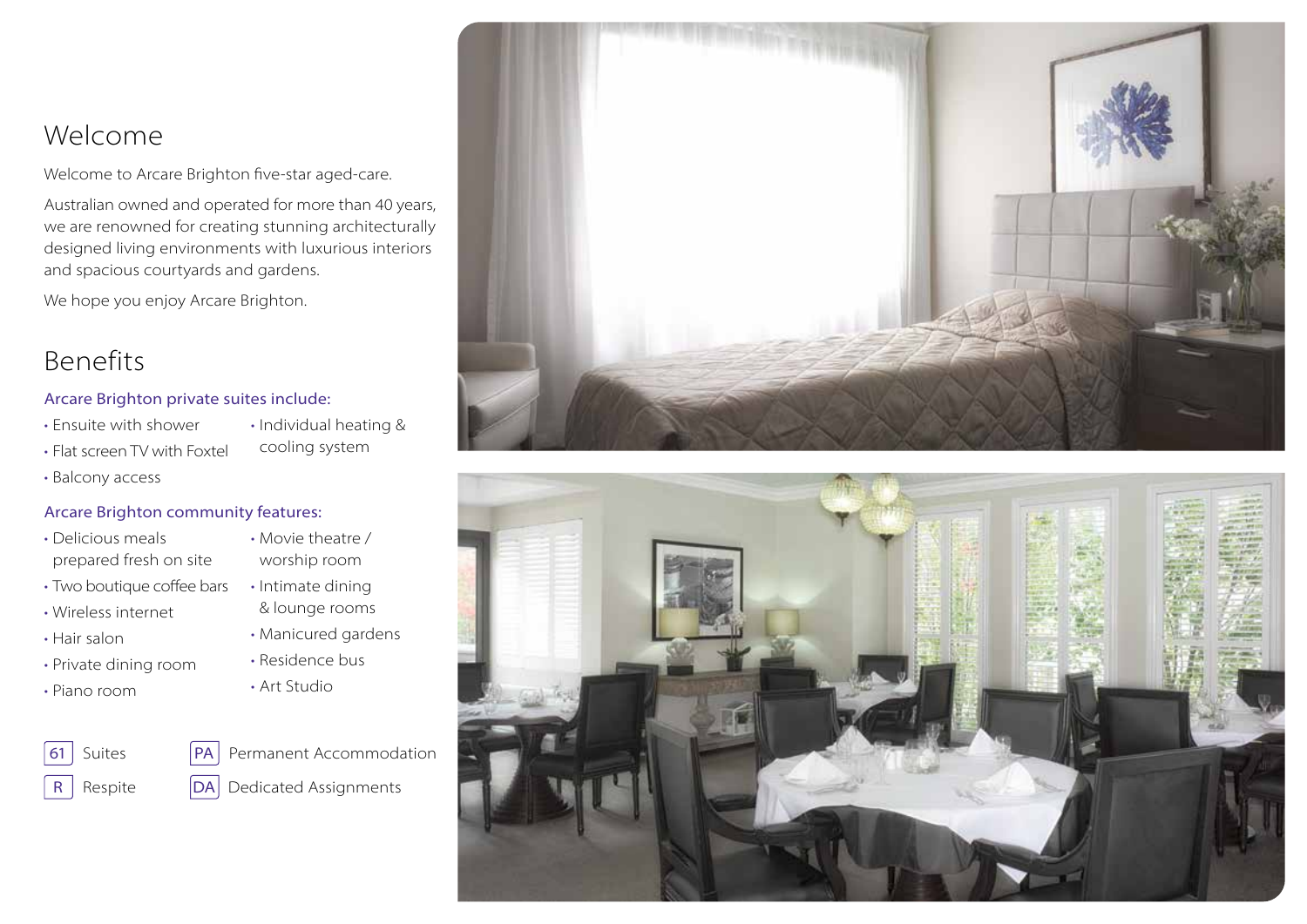## Welcome

Welcome to Arcare Brighton five-star aged-care.

Australian owned and operated for more than 40 years, we are renowned for creating stunning architecturally designed living environments with luxurious interiors and spacious courtyards and gardens.

We hope you enjoy Arcare Brighton.

## Benefits

### Arcare Brighton private suites include:

- Ensuite with shower
- Flat screen TV with Foxtel
- Balcony access
- Individual heating & cooling system

### Arcare Brighton community features:

- Delicious meals prepared fresh on site
- Two boutique coffee bars
- Wireless internet
- Hair salon
- Private dining room
- Piano room
- Movie theatre / worship room
- Intimate dining & lounge rooms
- Manicured gardens
- Residence bus
- Art Studio

61 Suites

R Respite

PA Permanent Accommodation

DA Dedicated Assignments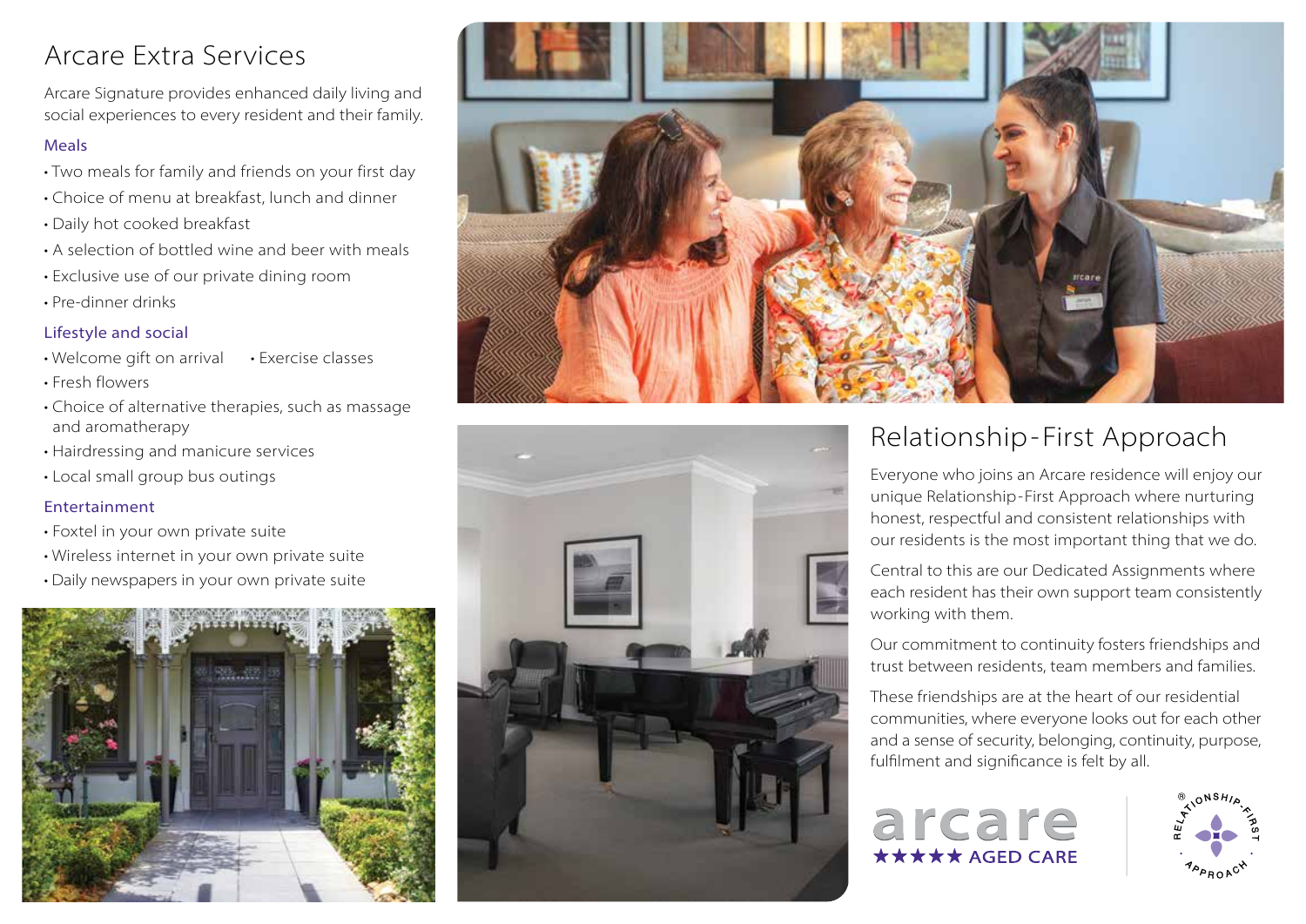# Arcare Extra Services

Arcare Signature provides enhanced daily living and social experiences to every resident and their family.

### Meals

- Two meals for family and friends on your first day
- Choice of menu at breakfast, lunch and dinner
- Daily hot cooked breakfast
- A selection of bottled wine and beer with meals
- Exclusive use of our private dining room
- Pre-dinner drinks

### Lifestyle and social

- Welcome gift on arrival
- Exercise classes
- Fresh flowers
- Choice of alternative therapies, such as massage and aromatherapy
- Hairdressing and manicure services
- Local small group bus outings

### Entertainment

- Foxtel in your own private suite
- Wireless internet in your own private suite
- Daily newspapers in your own private suite

# Relationship-First Approach

Everyone who joins an Arcare residence will enjoy our unique Relationship-First Approach where nurturing honest, respectful and consistent relationships with our residents is the most important thing that we do.

Central to this are our Dedicated Assignments where each resident has their own support team consistently working with them.

Our commitment to continuity fosters friendships and trust between residents, team members and families.

These friendships are at the heart of our residential communities, where everyone looks out for each other and a sense of security, belonging, continuity, purpose, fulfilment and significance is felt by all.

arcare ★★★★★ AGED CARE

RELATIONSHIP-FIRST® APPROACH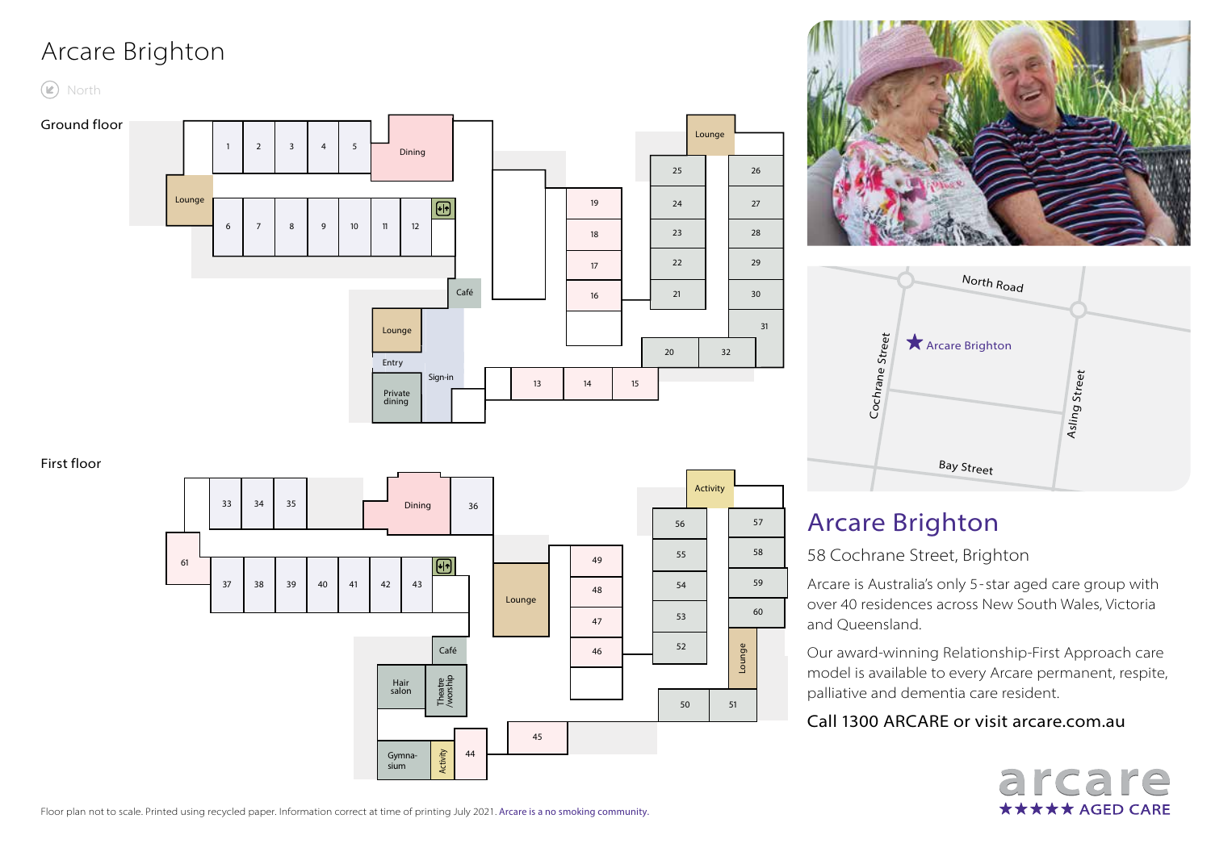# Arcare Brighton

North

## Ground floor

1 2 3 4 5 Dining

Lounge

6 7 8 9 10 11 12

Café

Lounge

Entry

Sign-in

Private dining

19 18 17 16

13 14 15

Lounge

25 26
24 27
23 28
22 29
21 30
31
20 32

## First floor

33 34 35 Dining 36

61

37 38 39 40 41 42 43

Café

Hair salon

Theatre /worship

Gymnasium

Activity

44

45

Lounge

49 48 47 46

Activity

56 57
55 58
54 59
53 60
52 Lounge
50 51

North Road

Cochrane Street

Arcare Brighton

Asling Street

Bay Street

## Arcare Brighton

58 Cochrane Street, Brighton

Arcare is Australia's only 5-star aged care group with over 40 residences across New South Wales, Victoria and Queensland.

Our award-winning Relationship-First Approach care model is available to every Arcare permanent, respite, palliative and dementia care resident.

Call 1300 ARCARE or visit arcare.com.au

arcare ★★★★★ AGED CARE

Floor plan not to scale. Printed using recycled paper. Information correct at time of printing July 2021. Arcare is a no smoking community.